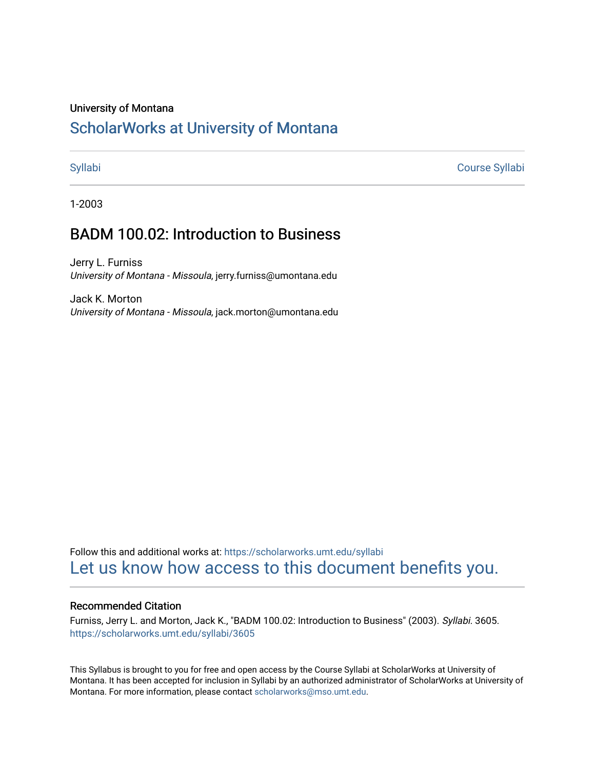University of Montana

# ScholarWorks at University of Montana

Syllabi | Course Syllabi

1-2003

## BADM 100.02: Introduction to Business

Jerry L. Furniss
*University of Montana - Missoula*, jerry.furniss@umontana.edu

Jack K. Morton
*University of Montana - Missoula*, jack.morton@umontana.edu

Follow this and additional works at: https://scholarworks.umt.edu/syllabi

Let us know how access to this document benefits you.

### Recommended Citation

Furniss, Jerry L. and Morton, Jack K., "BADM 100.02: Introduction to Business" (2003). *Syllabi*. 3605.
https://scholarworks.umt.edu/syllabi/3605

This Syllabus is brought to you for free and open access by the Course Syllabi at ScholarWorks at University of Montana. It has been accepted for inclusion in Syllabi by an authorized administrator of ScholarWorks at University of Montana. For more information, please contact scholarworks@mso.umt.edu.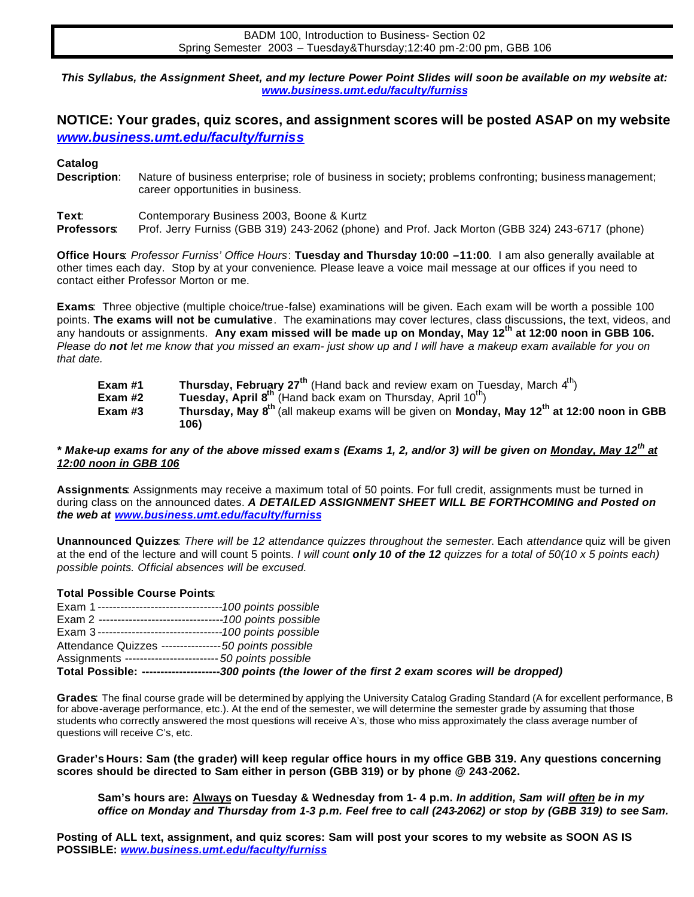BADM 100, Introduction to Business- Section 02
Spring Semester 2003 – Tuesday&Thursday;12:40 pm-2:00 pm, GBB 106

***This Syllabus, the Assignment Sheet, and my lecture Power Point Slides will soon be available on my website at: [www.business.umt.edu/faculty/furniss](www.business.umt.edu/faculty/furniss)***

## NOTICE: Your grades, quiz scores, and assignment scores will be posted ASAP on my website [www.business.umt.edu/faculty/furniss](www.business.umt.edu/faculty/furniss)

**Catalog Description**: Nature of business enterprise; role of business in society; problems confronting; business management; career opportunities in business.

**Text**: Contemporary Business 2003, Boone & Kurtz

**Professors**: Prof. Jerry Furniss (GBB 319) 243-2062 (phone) and Prof. Jack Morton (GBB 324) 243-6717 (phone)

**Office Hours**: *Professor Furniss' Office Hours*: **Tuesday and Thursday 10:00 –11:00**. I am also generally available at other times each day. Stop by at your convenience. Please leave a voice mail message at our offices if you need to contact either Professor Morton or me.

**Exams**: Three objective (multiple choice/true-false) examinations will be given. Each exam will be worth a possible 100 points. **The exams will not be cumulative**. The examinations may cover lectures, class discussions, the text, videos, and any handouts or assignments. **Any exam missed will be made up on Monday, May 12th at 12:00 noon in GBB 106.** *Please do **not** let me know that you missed an exam- just show up and I will have a makeup exam available for you on that date.*

- **Exam #1** — **Thursday, February 27th** (Hand back and review exam on Tuesday, March 4th)
- **Exam #2** — **Tuesday, April 8th** (Hand back exam on Thursday, April 10th)
- **Exam #3** — **Thursday, May 8th** (all makeup exams will be given on **Monday, May 12th at 12:00 noon in GBB 106)**

***\* Make-up exams for any of the above missed exams (Exams 1, 2, and/or 3) will be given on <u>Monday, May 12th at 12:00 noon in GBB 106</u>***

**Assignments**: Assignments may receive a maximum total of 50 points. For full credit, assignments must be turned in during class on the announced dates. ***A DETAILED ASSIGNMENT SHEET WILL BE FORTHCOMING and Posted on the web at [www.business.umt.edu/faculty/furniss](www.business.umt.edu/faculty/furniss)***

**Unannounced Quizzes**: *There will be 12 attendance quizzes throughout the semester.* Each *attendance* quiz will be given at the end of the lecture and will count 5 points. *I will count **only 10 of the 12** quizzes for a total of 50(10 x 5 points each) possible points. Official absences will be excused.*

**Total Possible Course Points**:

Exam 1 ---------------------------------*100 points possible*
Exam 2 ---------------------------------*100 points possible*
Exam 3 ---------------------------------*100 points possible*
Attendance Quizzes ----------------*50 points possible*
Assignments -------------------------*50 points possible*
**Total Possible: ---------------------*300 points (the lower of the first 2 exam scores will be dropped)***

**Grades**: The final course grade will be determined by applying the University Catalog Grading Standard (A for excellent performance, B for above-average performance, etc.). At the end of the semester, we will determine the semester grade by assuming that those students who correctly answered the most questions will receive A's, those who miss approximately the class average number of questions will receive C's, etc.

**Grader's Hours: Sam (the grader) will keep regular office hours in my office GBB 319. Any questions concerning scores should be directed to Sam either in person (GBB 319) or by phone @ 243-2062.**

**Sam's hours are: <u>Always</u> on Tuesday & Wednesday from 1- 4 p.m. *In addition, Sam will <u>often</u> be in my office on Monday and Thursday from 1-3 p.m. Feel free to call (243-2062) or stop by (GBB 319) to see Sam.***

**Posting of ALL text, assignment, and quiz scores: Sam will post your scores to my website as SOON AS IS POSSIBLE: *[www.business.umt.edu/faculty/furniss](www.business.umt.edu/faculty/furniss)***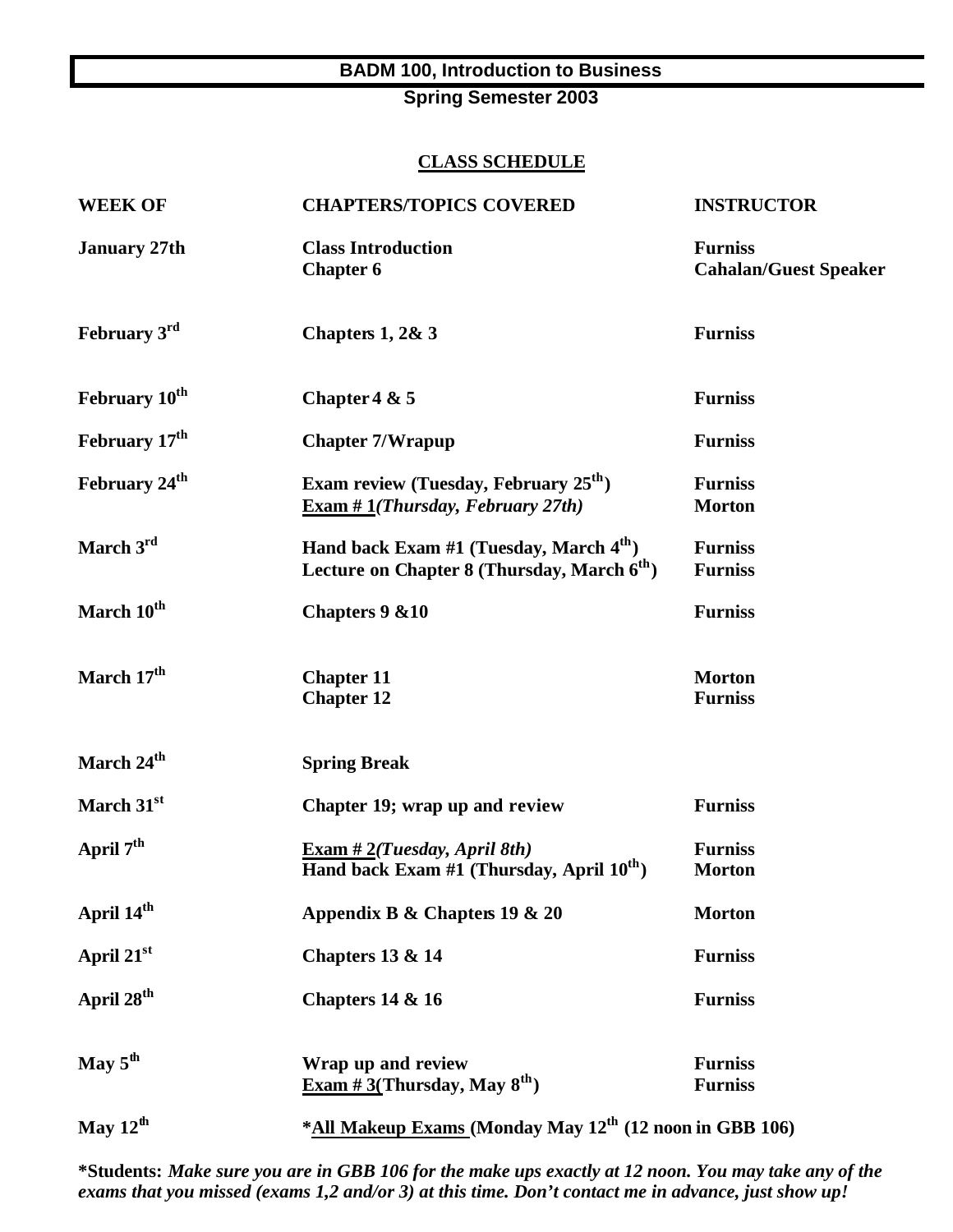# BADM 100, Introduction to Business

## Spring Semester 2003

### CLASS SCHEDULE

| WEEK OF | CHAPTERS/TOPICS COVERED | INSTRUCTOR |
|---|---|---|
| January 27th | Class Introduction<br>Chapter 6 | Furniss<br>Cahalan/Guest Speaker |
| February 3rd | Chapters 1, 2& 3 | Furniss |
| February 10th | Chapter 4 & 5 | Furniss |
| February 17th | Chapter 7/Wrapup | Furniss |
| February 24th | Exam review (Tuesday, February 25th)<br>Exam # 1*(Thursday, February 27th)* | Furniss<br>Morton |
| March 3rd | Hand back Exam #1 (Tuesday, March 4th)<br>Lecture on Chapter 8 (Thursday, March 6th) | Furniss<br>Furniss |
| March 10th | Chapters 9 &10 | Furniss |
| March 17th | Chapter 11<br>Chapter 12 | Morton<br>Furniss |
| March 24th | Spring Break | |
| March 31st | Chapter 19; wrap up and review | Furniss |
| April 7th | Exam # 2*(Tuesday, April 8th)*<br>Hand back Exam #1 (Thursday, April 10th) | Furniss<br>Morton |
| April 14th | Appendix B & Chapters 19 & 20 | Morton |
| April 21st | Chapters 13 & 14 | Furniss |
| April 28th | Chapters 14 & 16 | Furniss |
| May 5th | Wrap up and review<br>Exam # 3(Thursday, May 8th) | Furniss<br>Furniss |
| May 12th | *All Makeup Exams (Monday May 12th (12 noon in GBB 106) | |

**\*Students:** ***Make sure you are in GBB 106 for the make ups exactly at 12 noon. You may take any of the exams that you missed (exams 1,2 and/or 3) at this time. Don't contact me in advance, just show up!***